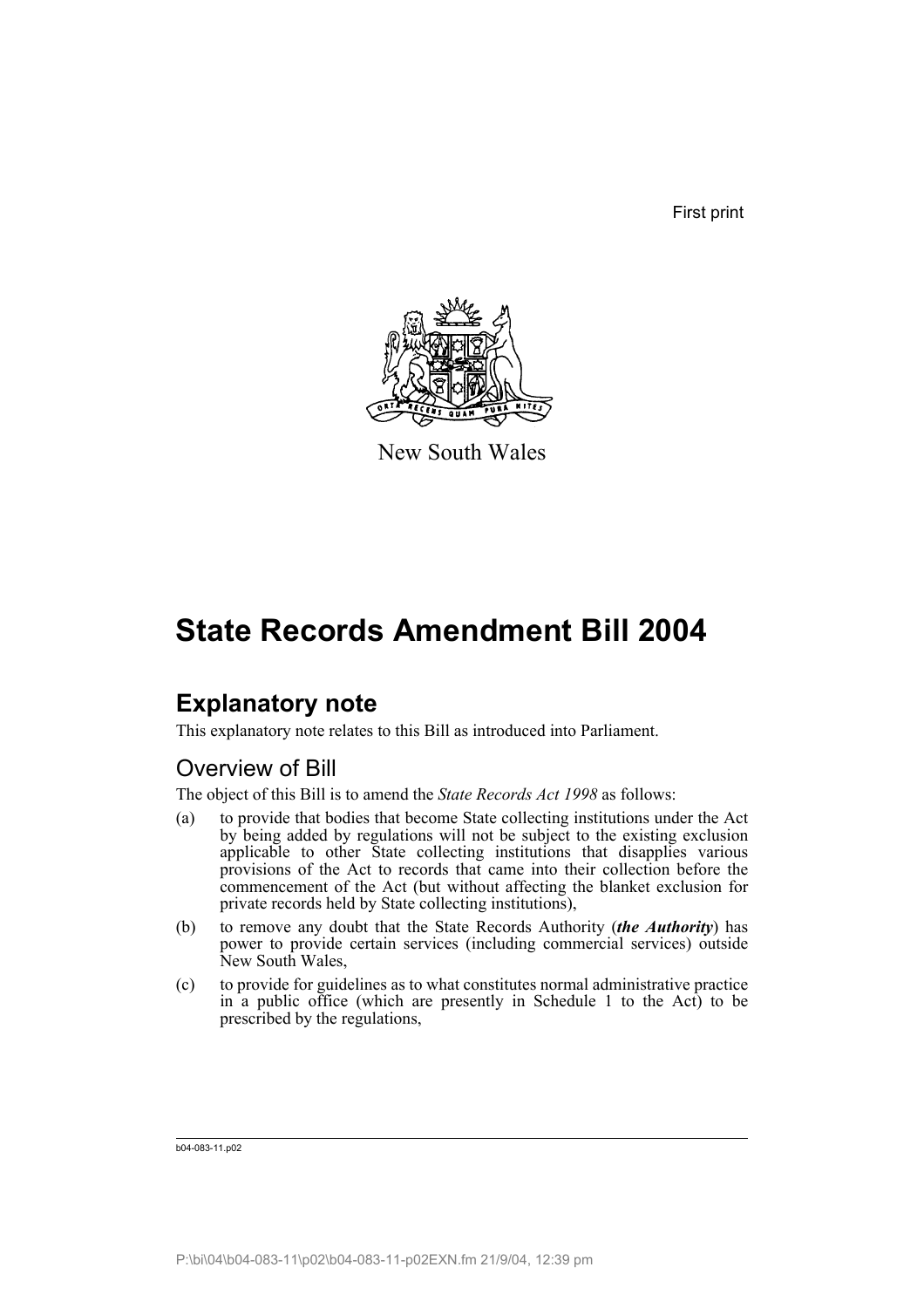First print

New South Wales

# State Records Amendment Bill 2004

## Explanatory note

This explanatory note relates to this Bill as introduced into Parliament.

### Overview of Bill

The object of this Bill is to amend the *State Records Act 1998* as follows:

(a) to provide that bodies that become State collecting institutions under the Act by being added by regulations will not be subject to the existing exclusion applicable to other State collecting institutions that disapplies various provisions of the Act to records that came into their collection before the commencement of the Act (but without affecting the blanket exclusion for private records held by State collecting institutions),

(b) to remove any doubt that the State Records Authority (***the Authority***) has power to provide certain services (including commercial services) outside New South Wales,

(c) to provide for guidelines as to what constitutes normal administrative practice in a public office (which are presently in Schedule 1 to the Act) to be prescribed by the regulations,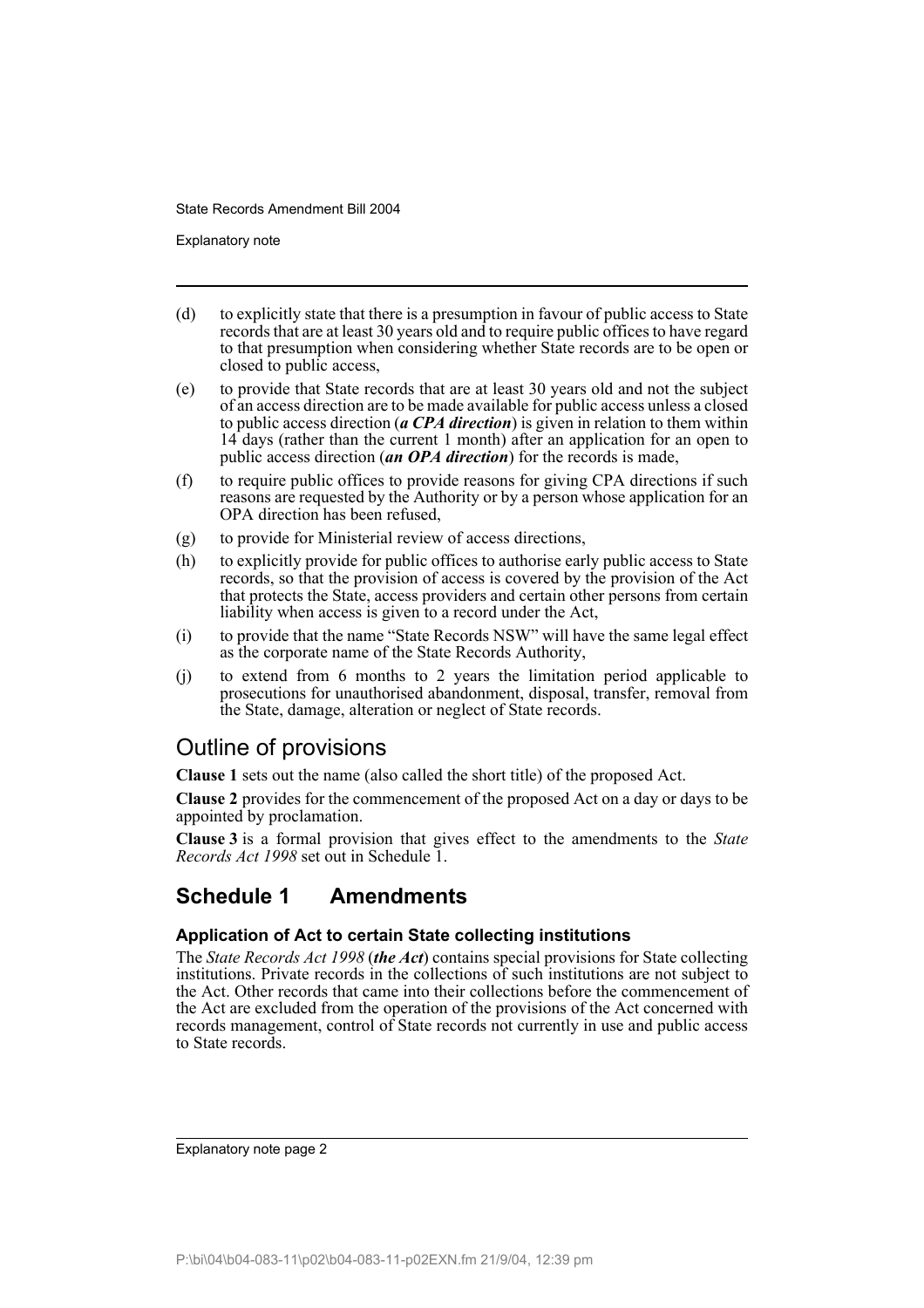(d) to explicitly state that there is a presumption in favour of public access to State records that are at least 30 years old and to require public offices to have regard to that presumption when considering whether State records are to be open or closed to public access,

(e) to provide that State records that are at least 30 years old and not the subject of an access direction are to be made available for public access unless a closed to public access direction (***a CPA direction***) is given in relation to them within 14 days (rather than the current 1 month) after an application for an open to public access direction (***an OPA direction***) for the records is made,

(f) to require public offices to provide reasons for giving CPA directions if such reasons are requested by the Authority or by a person whose application for an OPA direction has been refused,

(g) to provide for Ministerial review of access directions,

(h) to explicitly provide for public offices to authorise early public access to State records, so that the provision of access is covered by the provision of the Act that protects the State, access providers and certain other persons from certain liability when access is given to a record under the Act,

(i) to provide that the name "State Records NSW" will have the same legal effect as the corporate name of the State Records Authority,

(j) to extend from 6 months to 2 years the limitation period applicable to prosecutions for unauthorised abandonment, disposal, transfer, removal from the State, damage, alteration or neglect of State records.

## Outline of provisions

**Clause 1** sets out the name (also called the short title) of the proposed Act.

**Clause 2** provides for the commencement of the proposed Act on a day or days to be appointed by proclamation.

**Clause 3** is a formal provision that gives effect to the amendments to the *State Records Act 1998* set out in Schedule 1.

## Schedule 1 Amendments

### Application of Act to certain State collecting institutions

The *State Records Act 1998* (***the Act***) contains special provisions for State collecting institutions. Private records in the collections of such institutions are not subject to the Act. Other records that came into their collections before the commencement of the Act are excluded from the operation of the provisions of the Act concerned with records management, control of State records not currently in use and public access to State records.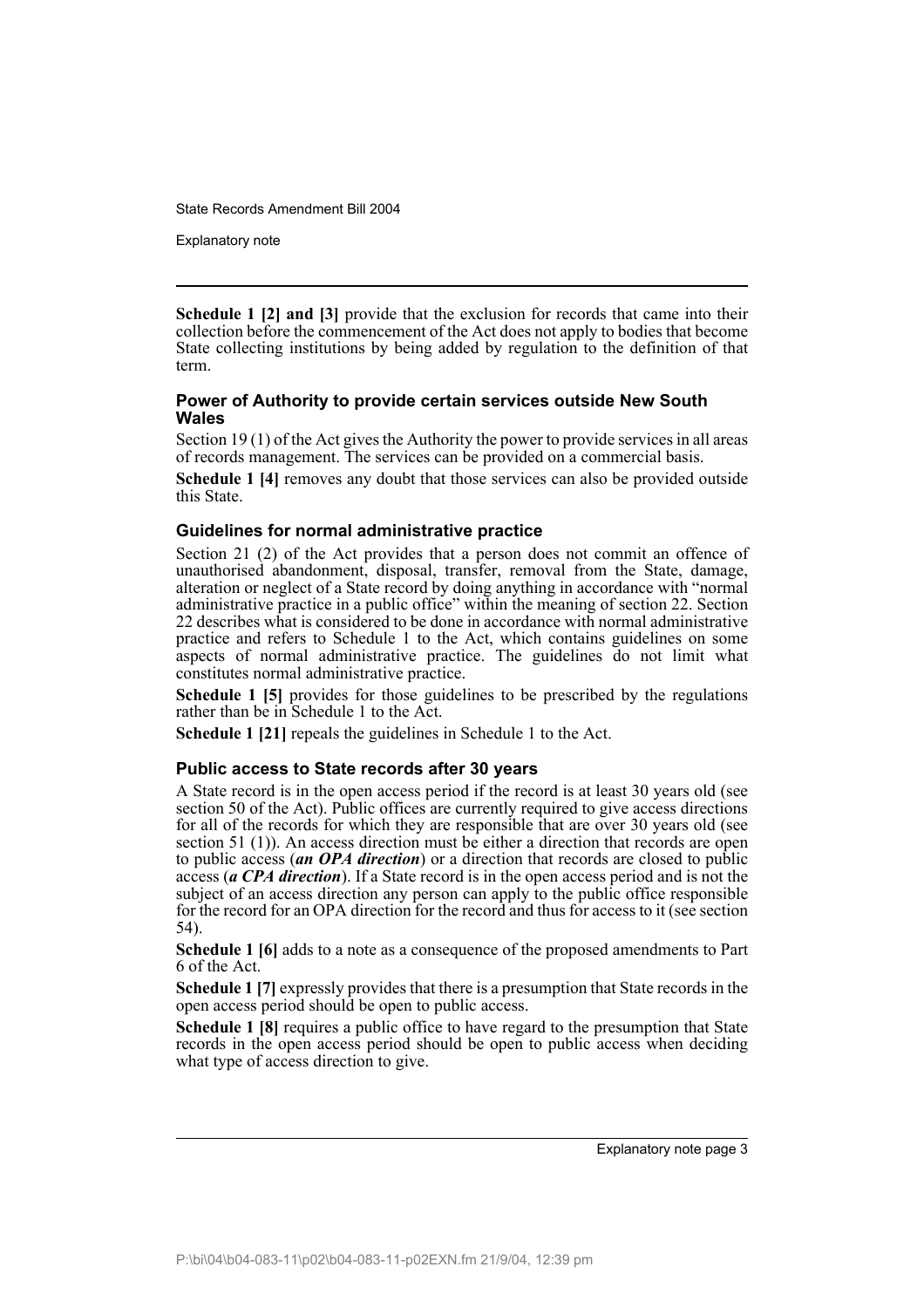**Schedule 1 [2] and [3]** provide that the exclusion for records that came into their collection before the commencement of the Act does not apply to bodies that become State collecting institutions by being added by regulation to the definition of that term.

### Power of Authority to provide certain services outside New South Wales

Section 19 (1) of the Act gives the Authority the power to provide services in all areas of records management. The services can be provided on a commercial basis.

**Schedule 1 [4]** removes any doubt that those services can also be provided outside this State.

### Guidelines for normal administrative practice

Section 21 (2) of the Act provides that a person does not commit an offence of unauthorised abandonment, disposal, transfer, removal from the State, damage, alteration or neglect of a State record by doing anything in accordance with "normal administrative practice in a public office" within the meaning of section 22. Section 22 describes what is considered to be done in accordance with normal administrative practice and refers to Schedule 1 to the Act, which contains guidelines on some aspects of normal administrative practice. The guidelines do not limit what constitutes normal administrative practice.

**Schedule 1 [5]** provides for those guidelines to be prescribed by the regulations rather than be in Schedule 1 to the Act.

**Schedule 1 [21]** repeals the guidelines in Schedule 1 to the Act.

### Public access to State records after 30 years

A State record is in the open access period if the record is at least 30 years old (see section 50 of the Act). Public offices are currently required to give access directions for all of the records for which they are responsible that are over 30 years old (see section 51 (1)). An access direction must be either a direction that records are open to public access (***an OPA direction***) or a direction that records are closed to public access (***a CPA direction***). If a State record is in the open access period and is not the subject of an access direction any person can apply to the public office responsible for the record for an OPA direction for the record and thus for access to it (see section 54).

**Schedule 1 [6]** adds to a note as a consequence of the proposed amendments to Part 6 of the Act.

**Schedule 1 [7]** expressly provides that there is a presumption that State records in the open access period should be open to public access.

**Schedule 1 [8]** requires a public office to have regard to the presumption that State records in the open access period should be open to public access when deciding what type of access direction to give.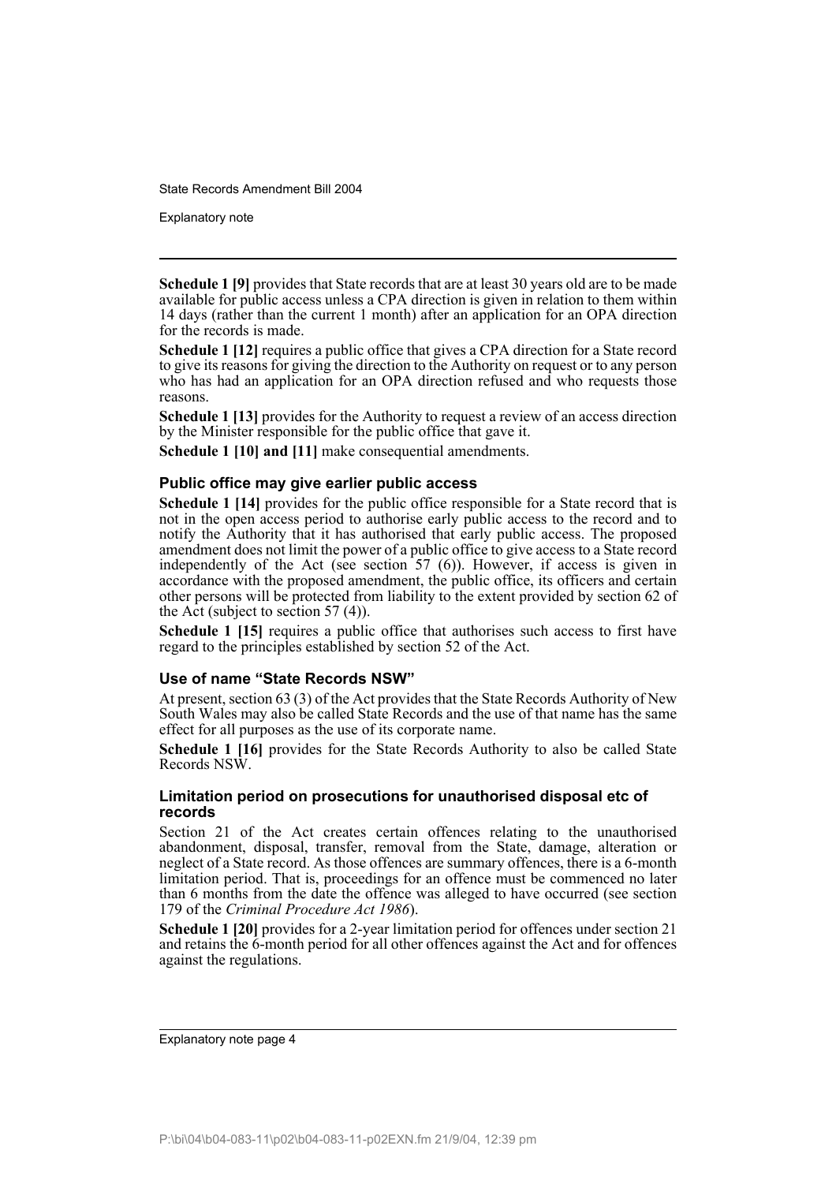**Schedule 1 [9]** provides that State records that are at least 30 years old are to be made available for public access unless a CPA direction is given in relation to them within 14 days (rather than the current 1 month) after an application for an OPA direction for the records is made.

**Schedule 1 [12]** requires a public office that gives a CPA direction for a State record to give its reasons for giving the direction to the Authority on request or to any person who has had an application for an OPA direction refused and who requests those reasons.

**Schedule 1 [13]** provides for the Authority to request a review of an access direction by the Minister responsible for the public office that gave it.

**Schedule 1 [10] and [11]** make consequential amendments.

### Public office may give earlier public access

**Schedule 1 [14]** provides for the public office responsible for a State record that is not in the open access period to authorise early public access to the record and to notify the Authority that it has authorised that early public access. The proposed amendment does not limit the power of a public office to give access to a State record independently of the Act (see section 57 (6)). However, if access is given in accordance with the proposed amendment, the public office, its officers and certain other persons will be protected from liability to the extent provided by section 62 of the Act (subject to section 57 (4)).

**Schedule 1 [15]** requires a public office that authorises such access to first have regard to the principles established by section 52 of the Act.

### Use of name "State Records NSW"

At present, section 63 (3) of the Act provides that the State Records Authority of New South Wales may also be called State Records and the use of that name has the same effect for all purposes as the use of its corporate name.

**Schedule 1 [16]** provides for the State Records Authority to also be called State Records NSW.

### Limitation period on prosecutions for unauthorised disposal etc of records

Section 21 of the Act creates certain offences relating to the unauthorised abandonment, disposal, transfer, removal from the State, damage, alteration or neglect of a State record. As those offences are summary offences, there is a 6-month limitation period. That is, proceedings for an offence must be commenced no later than 6 months from the date the offence was alleged to have occurred (see section 179 of the *Criminal Procedure Act 1986*).

**Schedule 1 [20]** provides for a 2-year limitation period for offences under section 21 and retains the 6-month period for all other offences against the Act and for offences against the regulations.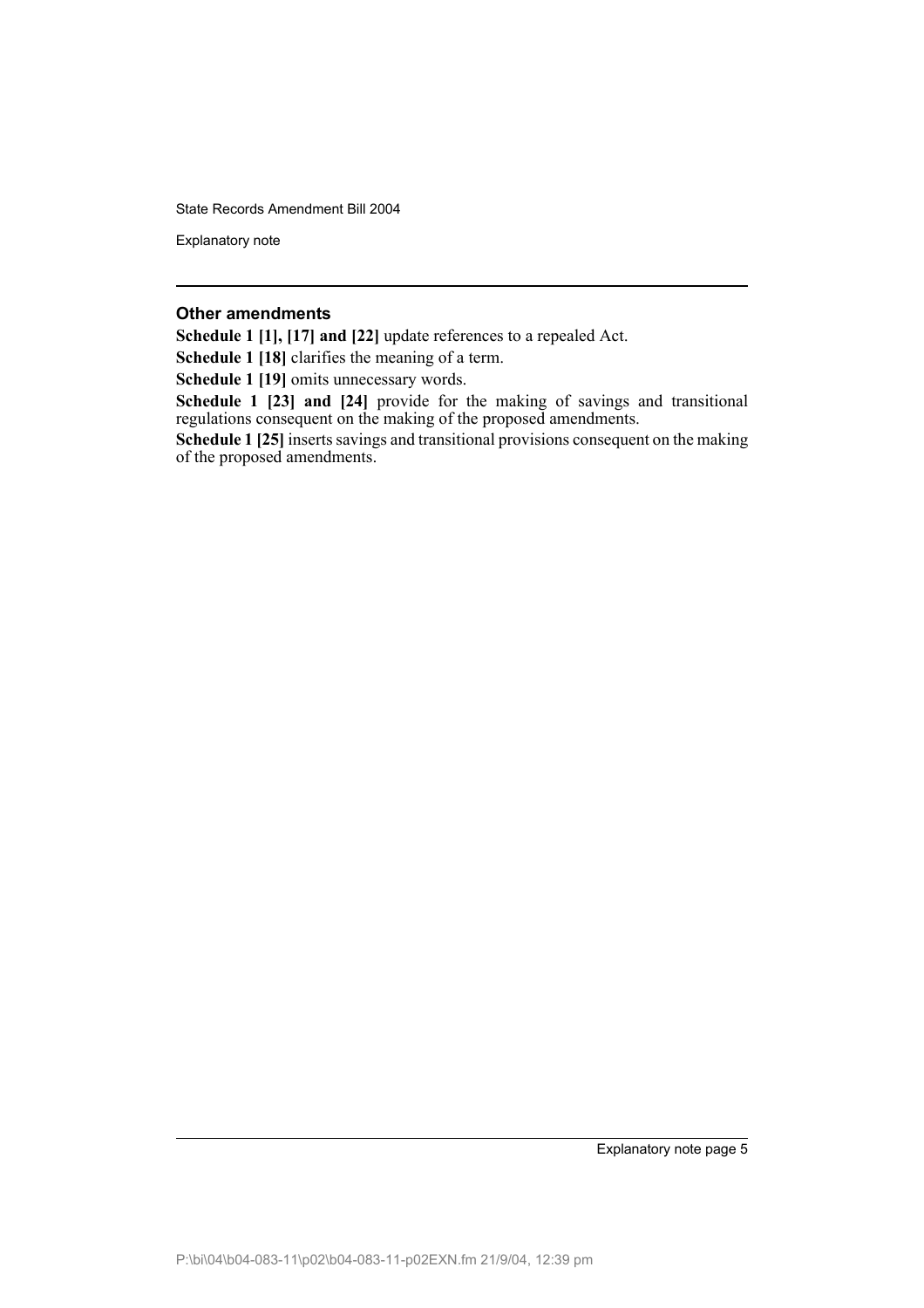## Other amendments

**Schedule 1 [1], [17] and [22]** update references to a repealed Act.

**Schedule 1 [18]** clarifies the meaning of a term.

**Schedule 1 [19]** omits unnecessary words.

**Schedule 1 [23] and [24]** provide for the making of savings and transitional regulations consequent on the making of the proposed amendments.

**Schedule 1 [25]** inserts savings and transitional provisions consequent on the making of the proposed amendments.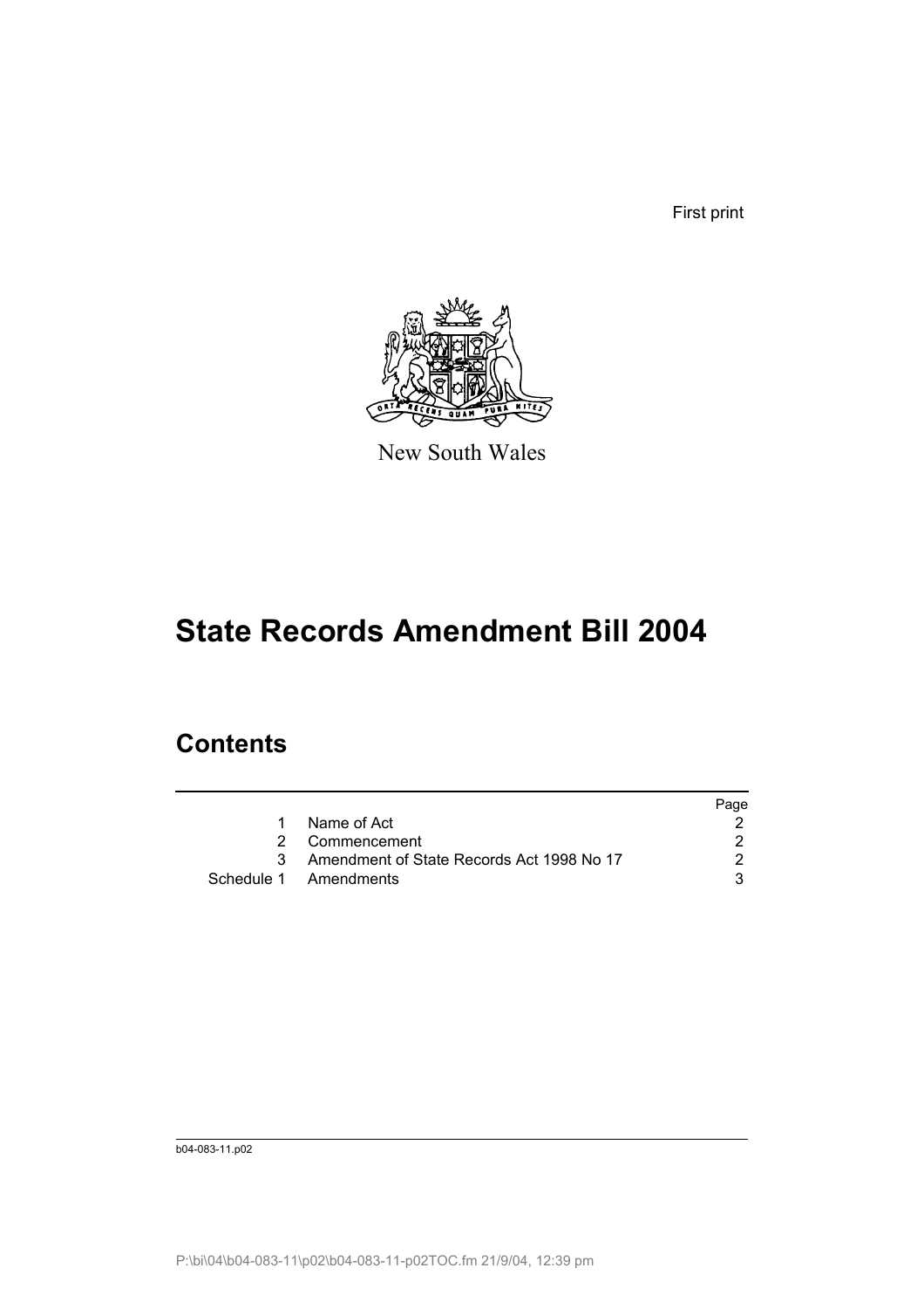First print

New South Wales

# State Records Amendment Bill 2004

## Contents

| | | Page |
|---|---|---|
| 1 | Name of Act | 2 |
| 2 | Commencement | 2 |
| 3 | Amendment of State Records Act 1998 No 17 | 2 |
| Schedule 1 | Amendments | 3 |

b04-083-11.p02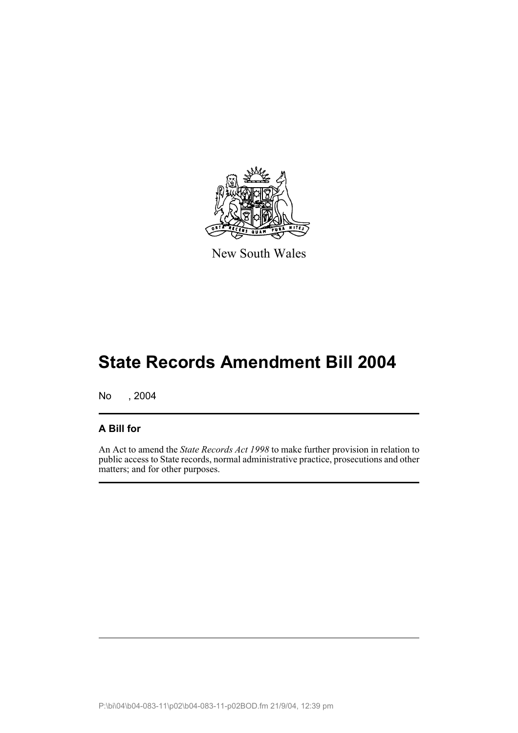New South Wales

# State Records Amendment Bill 2004

No , 2004

## A Bill for

An Act to amend the *State Records Act 1998* to make further provision in relation to public access to State records, normal administrative practice, prosecutions and other matters; and for other purposes.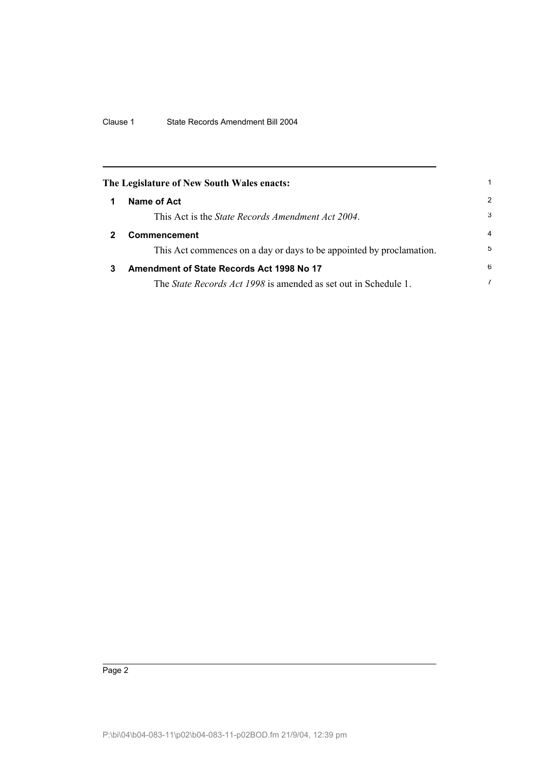**The Legislature of New South Wales enacts:**

## 1 Name of Act

This Act is the *State Records Amendment Act 2004*.

## 2 Commencement

This Act commences on a day or days to be appointed by proclamation.

## 3 Amendment of State Records Act 1998 No 17

The *State Records Act 1998* is amended as set out in Schedule 1.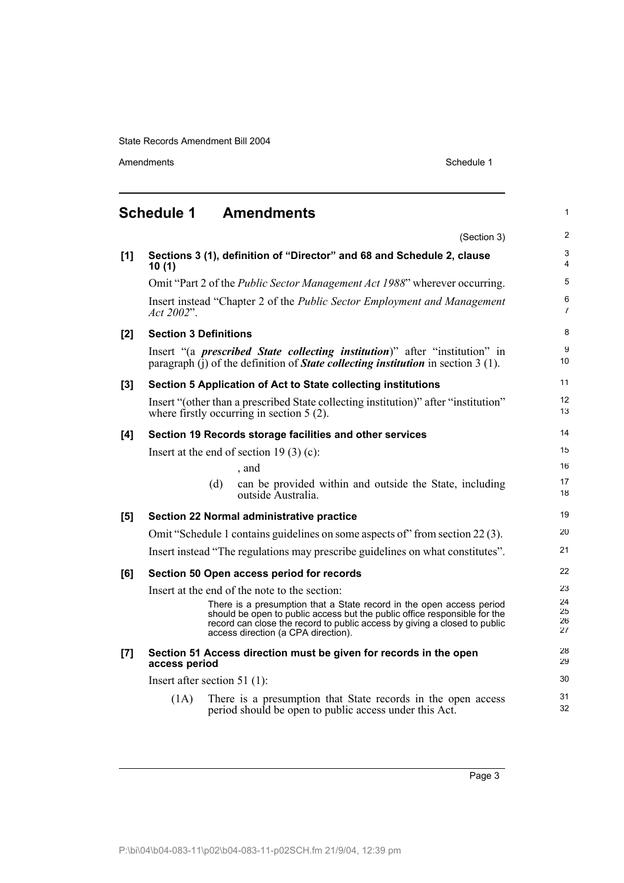## Schedule 1 Amendments

(Section 3)

**[1] Sections 3 (1), definition of "Director" and 68 and Schedule 2, clause 10 (1)**

Omit "Part 2 of the *Public Sector Management Act 1988*" wherever occurring.

Insert instead "Chapter 2 of the *Public Sector Employment and Management Act 2002*".

**[2] Section 3 Definitions**

Insert "(a ***prescribed State collecting institution***)" after "institution" in paragraph (j) of the definition of ***State collecting institution*** in section 3 (1).

**[3] Section 5 Application of Act to State collecting institutions**

Insert "(other than a prescribed State collecting institution)" after "institution" where firstly occurring in section 5 (2).

**[4] Section 19 Records storage facilities and other services**

Insert at the end of section 19 (3) (c):

, and

(d) can be provided within and outside the State, including outside Australia.

**[5] Section 22 Normal administrative practice**

Omit "Schedule 1 contains guidelines on some aspects of" from section 22 (3).

Insert instead "The regulations may prescribe guidelines on what constitutes".

**[6] Section 50 Open access period for records**

Insert at the end of the note to the section:

There is a presumption that a State record in the open access period should be open to public access but the public office responsible for the record can close the record to public access by giving a closed to public access direction (a CPA direction).

**[7] Section 51 Access direction must be given for records in the open access period**

Insert after section 51 (1):

(1A) There is a presumption that State records in the open access period should be open to public access under this Act.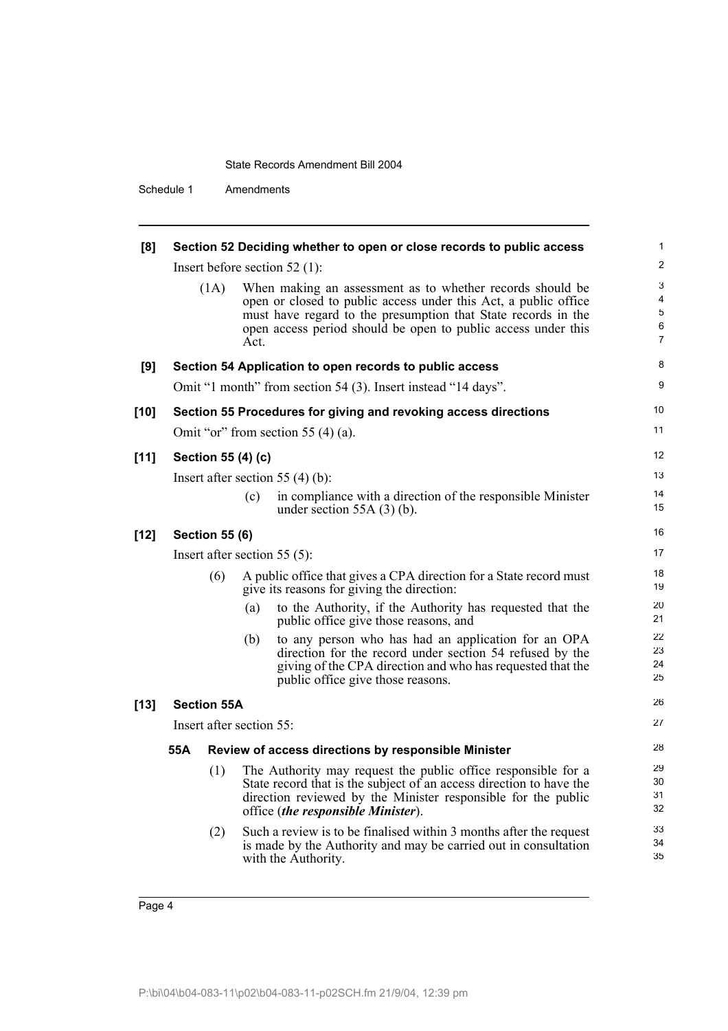**[8] Section 52 Deciding whether to open or close records to public access**

Insert before section 52 (1):

(1A) When making an assessment as to whether records should be open or closed to public access under this Act, a public office must have regard to the presumption that State records in the open access period should be open to public access under this Act.

**[9] Section 54 Application to open records to public access**

Omit "1 month" from section 54 (3). Insert instead "14 days".

**[10] Section 55 Procedures for giving and revoking access directions**

Omit "or" from section 55 (4) (a).

**[11] Section 55 (4) (c)**

Insert after section 55 (4) (b):

(c) in compliance with a direction of the responsible Minister under section 55A (3) (b).

**[12] Section 55 (6)**

Insert after section 55 (5):

(6) A public office that gives a CPA direction for a State record must give its reasons for giving the direction:

(a) to the Authority, if the Authority has requested that the public office give those reasons, and

(b) to any person who has had an application for an OPA direction for the record under section 54 refused by the giving of the CPA direction and who has requested that the public office give those reasons.

**[13] Section 55A**

Insert after section 55:

**55A Review of access directions by responsible Minister**

(1) The Authority may request the public office responsible for a State record that is the subject of an access direction to have the direction reviewed by the Minister responsible for the public office (***the responsible Minister***).

(2) Such a review is to be finalised within 3 months after the request is made by the Authority and may be carried out in consultation with the Authority.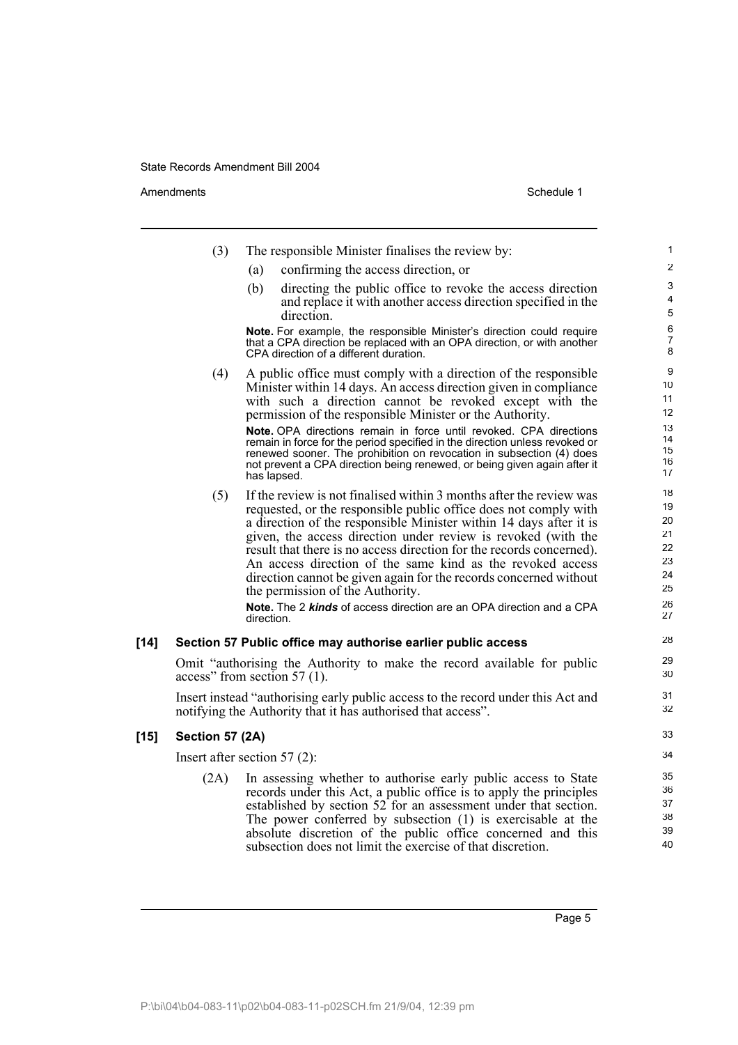(3) The responsible Minister finalises the review by:

(a) confirming the access direction, or

(b) directing the public office to revoke the access direction and replace it with another access direction specified in the direction.

**Note.** For example, the responsible Minister's direction could require that a CPA direction be replaced with an OPA direction, or with another CPA direction of a different duration.

(4) A public office must comply with a direction of the responsible Minister within 14 days. An access direction given in compliance with such a direction cannot be revoked except with the permission of the responsible Minister or the Authority.

**Note.** OPA directions remain in force until revoked. CPA directions remain in force for the period specified in the direction unless revoked or renewed sooner. The prohibition on revocation in subsection (4) does not prevent a CPA direction being renewed, or being given again after it has lapsed.

(5) If the review is not finalised within 3 months after the review was requested, or the responsible public office does not comply with a direction of the responsible Minister within 14 days after it is given, the access direction under review is revoked (with the result that there is no access direction for the records concerned). An access direction of the same kind as the revoked access direction cannot be given again for the records concerned without the permission of the Authority.

**Note.** The 2 ***kinds*** of access direction are an OPA direction and a CPA direction.

### [14] Section 57 Public office may authorise earlier public access

Omit "authorising the Authority to make the record available for public access" from section 57 (1).

Insert instead "authorising early public access to the record under this Act and notifying the Authority that it has authorised that access".

### [15] Section 57 (2A)

Insert after section 57 (2):

(2A) In assessing whether to authorise early public access to State records under this Act, a public office is to apply the principles established by section 52 for an assessment under that section. The power conferred by subsection (1) is exercisable at the absolute discretion of the public office concerned and this subsection does not limit the exercise of that discretion.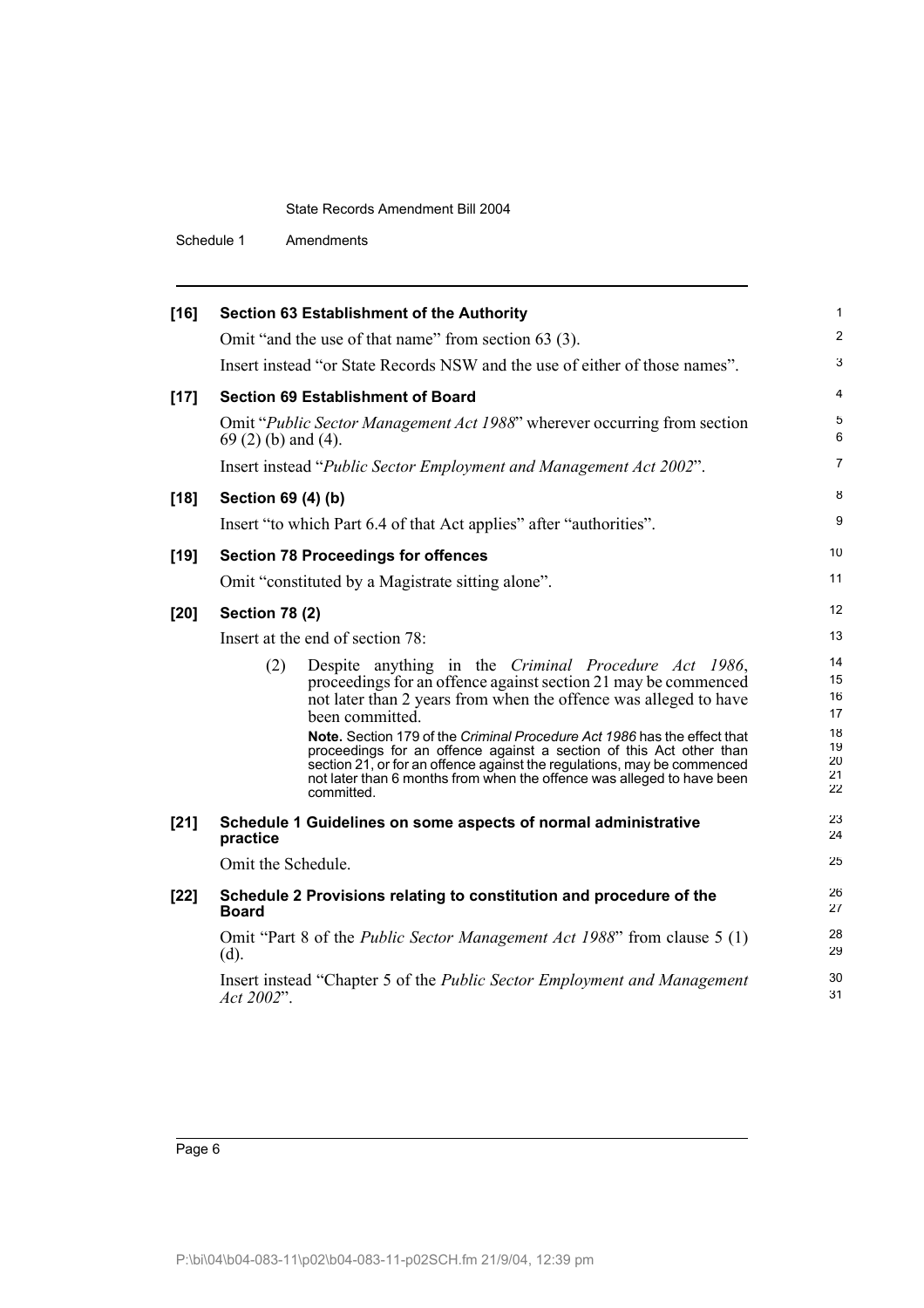**[16] Section 63 Establishment of the Authority**

Omit "and the use of that name" from section 63 (3).

Insert instead "or State Records NSW and the use of either of those names".

**[17] Section 69 Establishment of Board**

Omit "*Public Sector Management Act 1988*" wherever occurring from section 69 (2) (b) and (4).

Insert instead "*Public Sector Employment and Management Act 2002*".

**[18] Section 69 (4) (b)**

Insert "to which Part 6.4 of that Act applies" after "authorities".

**[19] Section 78 Proceedings for offences**

Omit "constituted by a Magistrate sitting alone".

**[20] Section 78 (2)**

Insert at the end of section 78:

(2) Despite anything in the *Criminal Procedure Act 1986*, proceedings for an offence against section 21 may be commenced not later than 2 years from when the offence was alleged to have been committed.

**Note.** Section 179 of the *Criminal Procedure Act 1986* has the effect that proceedings for an offence against a section of this Act other than section 21, or for an offence against the regulations, may be commenced not later than 6 months from when the offence was alleged to have been committed.

**[21] Schedule 1 Guidelines on some aspects of normal administrative practice**

Omit the Schedule.

**[22] Schedule 2 Provisions relating to constitution and procedure of the Board**

Omit "Part 8 of the *Public Sector Management Act 1988*" from clause 5 (1) (d).

Insert instead "Chapter 5 of the *Public Sector Employment and Management Act 2002*".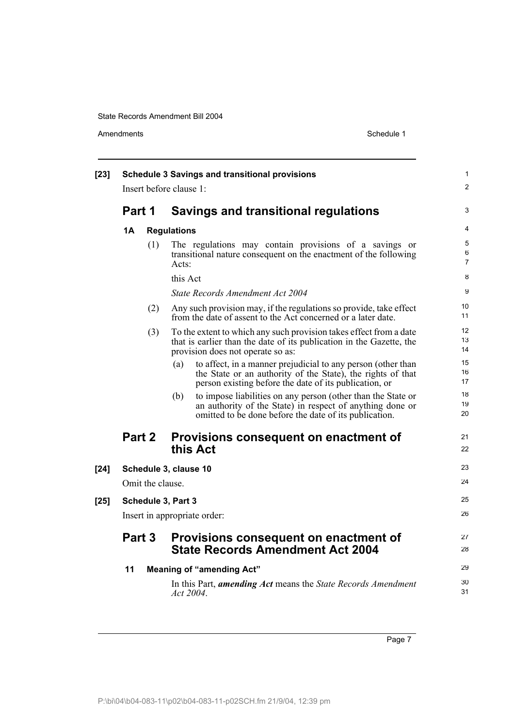**[23] Schedule 3 Savings and transitional provisions**

Insert before clause 1:

## Part 1 Savings and transitional regulations

**1A Regulations**

(1) The regulations may contain provisions of a savings or transitional nature consequent on the enactment of the following Acts:

this Act

*State Records Amendment Act 2004*

(2) Any such provision may, if the regulations so provide, take effect from the date of assent to the Act concerned or a later date.

(3) To the extent to which any such provision takes effect from a date that is earlier than the date of its publication in the Gazette, the provision does not operate so as:

(a) to affect, in a manner prejudicial to any person (other than the State or an authority of the State), the rights of that person existing before the date of its publication, or

(b) to impose liabilities on any person (other than the State or an authority of the State) in respect of anything done or omitted to be done before the date of its publication.

## Part 2 Provisions consequent on enactment of this Act

**[24] Schedule 3, clause 10**

Omit the clause.

**[25] Schedule 3, Part 3**

Insert in appropriate order:

## Part 3 Provisions consequent on enactment of State Records Amendment Act 2004

**11 Meaning of "amending Act"**

In this Part, ***amending Act*** means the *State Records Amendment Act 2004*.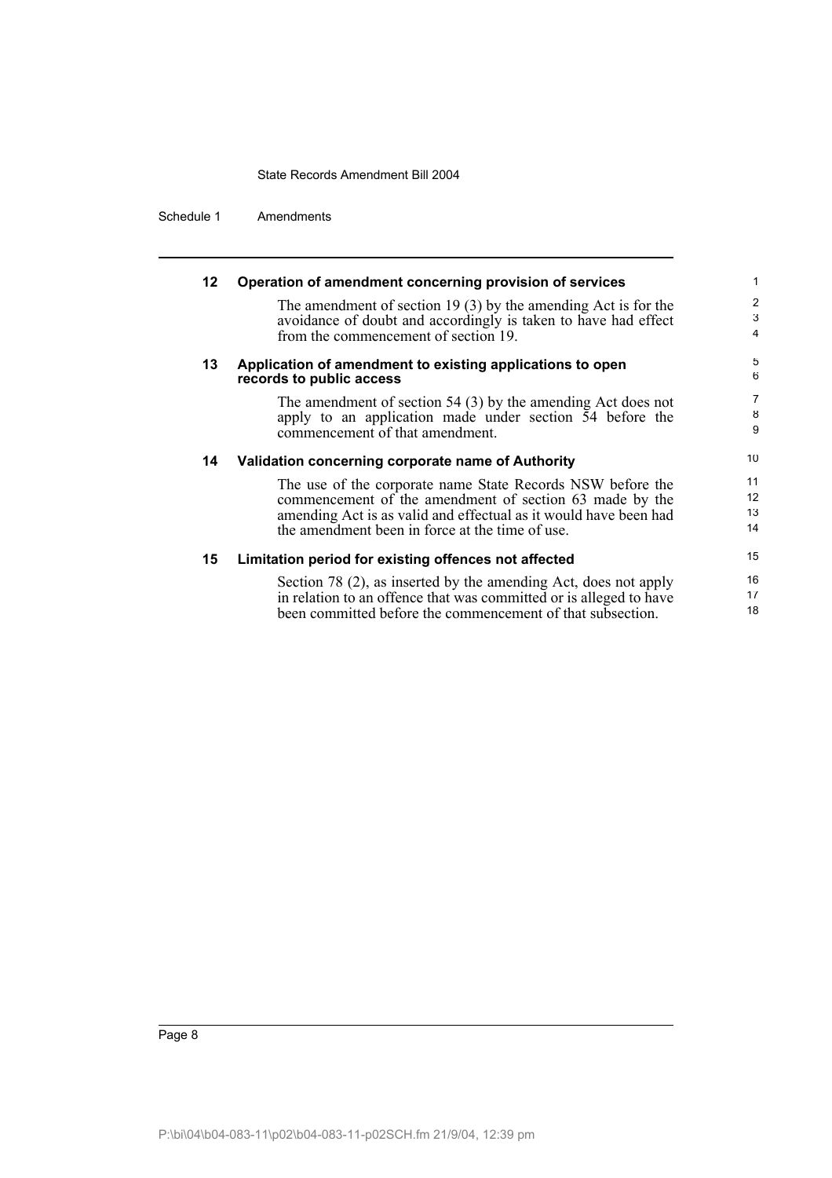### 12 Operation of amendment concerning provision of services

The amendment of section 19 (3) by the amending Act is for the avoidance of doubt and accordingly is taken to have had effect from the commencement of section 19.

### 13 Application of amendment to existing applications to open records to public access

The amendment of section 54 (3) by the amending Act does not apply to an application made under section 54 before the commencement of that amendment.

### 14 Validation concerning corporate name of Authority

The use of the corporate name State Records NSW before the commencement of the amendment of section 63 made by the amending Act is as valid and effectual as it would have been had the amendment been in force at the time of use.

### 15 Limitation period for existing offences not affected

Section 78 (2), as inserted by the amending Act, does not apply in relation to an offence that was committed or is alleged to have been committed before the commencement of that subsection.